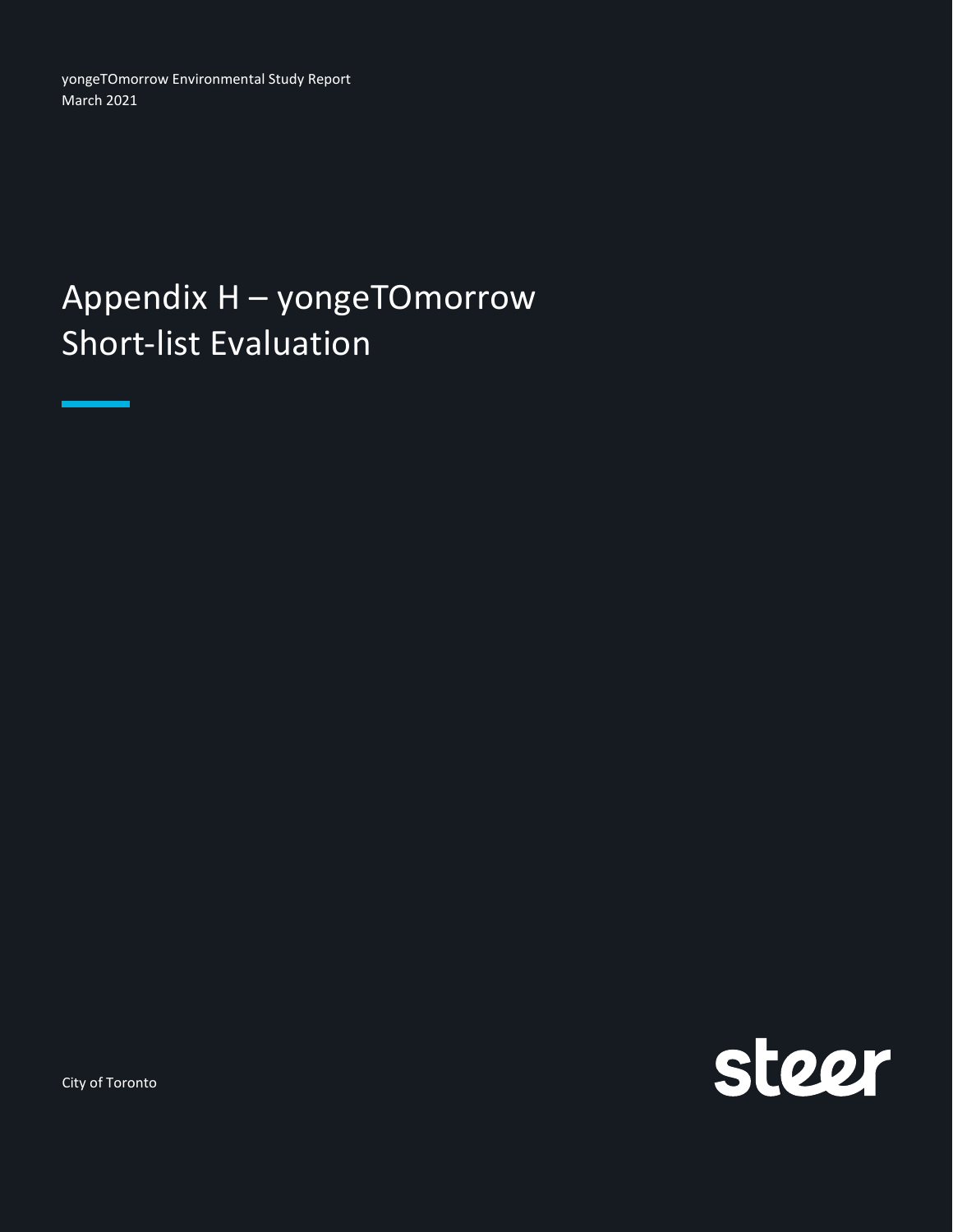yongeTOmorrow Environmental Study Report
March 2021

# Appendix H – yongeTOmorrow Short-list Evaluation

City of Toronto

steer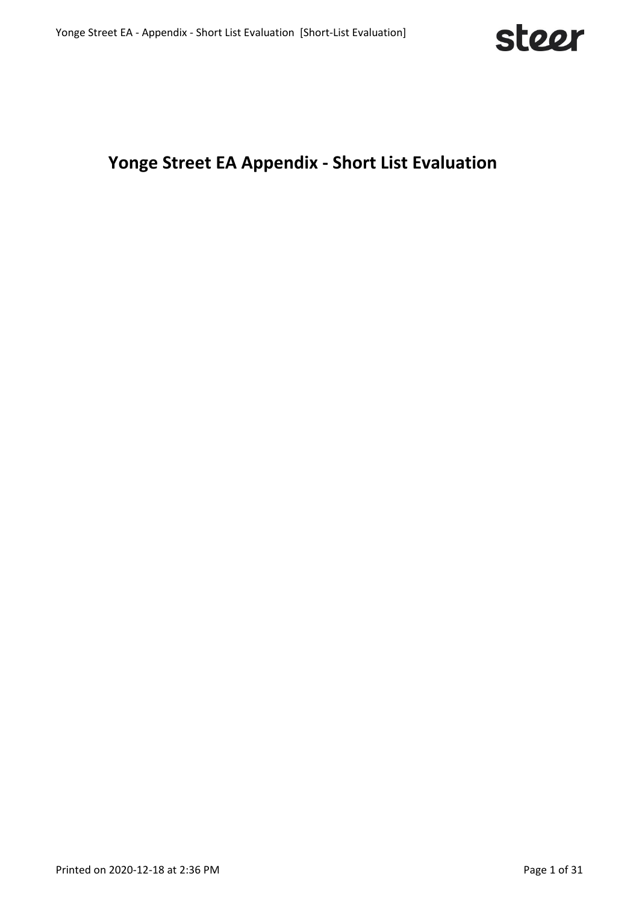# Yonge Street EA Appendix - Short List Evaluation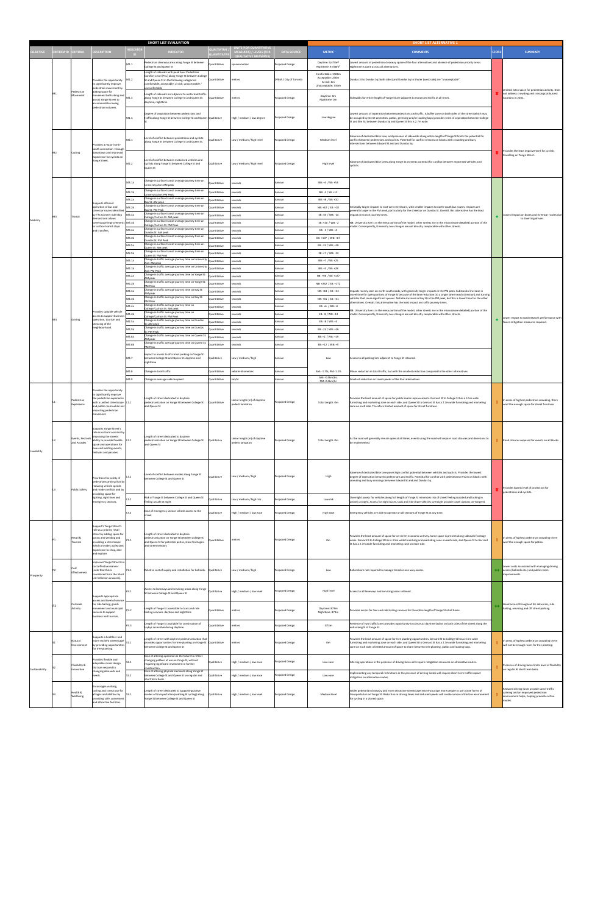| SHORT LIST EVALUATION | | | | | | | | | SHORT LIST ALTERNATIVE 1 | | | |
|---|---|---|---|---|---|---|---|---|---|---|---|---|
| OBJECTIVE | CRITERIA ID | CRITERIA | DESCRIPTION | INDICATOR ID | INDICATOR | QUALITATIVE / QUANTITATIVE | UNITS (FOR QUANTITATIVE MEASURES) / LEVELS (FOR QUALITATIVE MEASURES) | DATA SOURCE | METRIC | COMMENTS | SCORE | SUMMARY |
| Mobility | M1 | Pedestrian Movement | Provides the opportunity to significantly improve pedestrian movement by adding space for movement both along and across Yonge Street to accommodate rowing pedestrian volumes. | M1.1 | Pedestrian clearway area along Yonge St between College St and Queen St | Quantitative | square metres | Proposed Design | Daytime: 9,478m² Nighttime: 9,478m² | Lowest amount of pedestrian clearway space of the four alternatives and absence of pedestrian priority areas. Nighttime is same across all alternatives. | -- | Limited extra space for pedestrian activity. Does not address crowding and crossings at busiest locations in 2031. |
| | | | | M1.2 | Length of sidewalk with peak hour Pedestrian Comfort Level (PCL) along Yonge St between College St and Queen St in the following categories: comfortable, acceptable, at risk, unacceptable / unconfortable | Quantitative | metres | DPAM / City of Toronto | Comfortable: 150m Acceptable: 20km At risk: 8m Unacceptable: 93m | Dundas St to Dundas Sq (both sides) and Dundas Sq to Shuter (west side) are "unacceptable". | | |
| | | | | M1.3 | Length of sidewalk not adjacent to motorized traffic along Yonge St between College St and Queen St daytime, nighttime | Quantitative | metres | Proposed Design | Daytime: 0m Nighttime: 0m | Sidewalks for entire length of Yonge St are adjacent to motorized traffic at all times. | | |
| | | | | M1.4 | Degree of separation between pedestrians and traffic along Yonge St between College St and Queen St | Qualitative | High / medium / low degree | Proposed Design | Low degree | Lowest amount of separation between pedestrians and traffic. A buffer zone on both sides of the street (which may be occupied by street amenities, patios, greening and/or loading bays) provides 3.5m of separation between College St and Elm St, between Dundas Sq and Queen St this is 2.7m wide. | | |
| | M2 | Cycling | Provides a major north-south connection through downtown and improved experience for cyclists on Yonge Street. | M2.1 | Level of conflict between pedestrians and cyclists along Yonge St between College St and Queen St. | Qualitative | Low / medium / high level | Proposed Design | Medium level | Absence of dedicated bike lane, and presence of sidewalks along entire length of Yonge St limits the potential for conflict between pedestrians and cyclists. Potential for conflict remains on blocks with crowding and busy intersections between Edward St and and Dundas Sq. | -- | Provides the least improvement for cyclists travelling on Yonge Street. |
| | | | | M2.2 | Level of conflict between motorized vehicles and cyclists along Yonge St between College St and Queen St | Qualitative | Low / medium / high level | Proposed Design | High level | Absence of dedicated bike lanes along Yonge St presents potential for conflict between motorized vehicles and cyclists. | | |
| | M3 | Transit | Supports efficient operation of bus and streetcar routes identified by TTC to meet ridership demand and allows streetscape improvements to surface transit stops and transfers. | M3.1a | Change in surface transit average journey time on University Ave: AM peak | Quantitative | seconds | Aimsun | NB: +4 / SB: +53 | Generally larger impacts to east-west streetcars, with smaller impacts to north-south bus routes. Impacts are generally larger in the PM peak, particularly for the streetcar on Dundas St. Overall, this alternative has the least impact on transit journey times. NB: University Ave is in the meso portion of the model; other streets are in the micro (more detailed) portion of the model. Consequently, University Ave changes are not directly comparable with other streets. | + | Lowest impact on buses and streetcar routes due to diverting drivers. |
| | | | | M3.1b | Change in surface transit average journey time on University Ave: PM Peak | Quantitative | seconds | Aimsun | NB: -3 / SB: +12 | | | |
| | | | | M3.2a | Change in surface transit average journey time on Bay St: AM peak | Quantitative | seconds | Aimsun | NB: +8 / SB: +10 | | | |
| | | | | M3.2b | Change in surface transit average journey time on Bay St: PM Peak | Quantitative | seconds | Aimsun | NB: +42 / SB: +18 | | | |
| | | | | M3.3a | Change in surface transit average journey time on College/Carlton St: AM peak | Quantitative | seconds | Aimsun | EB: +8 / WB: -14 | | | |
| | | | | M3.3b | Change in surface transit average journey time on College/Carlton St: PM Peak | Quantitative | seconds | Aimsun | EB: +28 / WB: -3 | | | |
| | | | | M3.4a | Change in surface transit average journey time on Dundas St: AM peak | Quantitative | seconds | Aimsun | EB: -1 / WB: +6 | | | |
| | | | | M3.4b | Change in surface transit average journey time on Dundas St: PM Peak | Quantitative | seconds | Aimsun | EB: +107 / WB: +67 | | | |
| | | | | M3.5a | Change in surface transit average journey time on Queen St: AM peak | Quantitative | seconds | Aimsun | EB: -25 / WB: +28 | | | |
| | | | | M3.5b | Change in surface transit average journey time on Queen St: PM Peak | Quantitative | seconds | Aimsun | EB: +7 / WB: -14 | | | |
| | M4 | Driving | Provides suitable vehicle access to support business operation, tourism and servicing of the neighbourhood. | M4.1a | Change in traffic average journey time on University Ave: AM peak | Quantitative | seconds | Aimsun | NB: +7 / SB: +25 | Impacts mainly seen on north-south roads, with generally larger impacts in the PM peak. Substantial increase in travel time for open portions of Yonge St because of the lane reduction (to a single lane in each direction) and turning vehicles that cause significant queues. Notable increase in Bay St in the PM peak, but this is lower than for the other alternatives. Overall, this alternative has the least impact on traffic journey times. NB: University Ave is in the meso portion of the model; other streets are in the micro (more detailed) portion of the model. Consequently, University Ave changes are not directly comparable with other streets. | + | Lower impact to road network performance with fewer mitigation measures required. |
| | | | | M4.1b | Change in traffic average journey time on University Ave: PM Peak | Quantitative | seconds | Aimsun | NB: +5 / SB: +29 | | | |
| | | | | M4.2a | Change in traffic average journey time on Yonge St: AM peak | Quantitative | seconds | Aimsun | NB: +98 / SB: +137 | | | |
| | | | | M4.2b | Change in traffic average journey time on Yonge St: PM Peak | Quantitative | seconds | Aimsun | NB: +262 / SB: +172 | | | |
| | | | | M4.3a | Change in traffic average journey time on Bay St: AM peak | Quantitative | seconds | Aimsun | NB: +18 / SB: +34 | | | |
| | | | | M4.3b | Change in traffic average journey time on Bay St: PM Peak | Quantitative | seconds | Aimsun | NB: +56 / SB: +41 | | | |
| | | | | M4.4a | Change in traffic average journey time on College/Carlton St: AM peak | Quantitative | seconds | Aimsun | EB: +6 / WB: -8 | | | |
| | | | | M4.4b | Change in traffic average journey time on College/Carlton St: PM Peak | Quantitative | seconds | Aimsun | EB: -8 / WB: -13 | | | |
| | | | | M4.5a | Change in traffic average journey time on Dundas St: AM peak | Quantitative | seconds | Aimsun | EB: -8 / WB: +3 | | | |
| | | | | M4.5b | Change in traffic average journey time on Dundas St: PM Peak | Quantitative | seconds | Aimsun | EB: -23 / WB: +26 | | | |
| | | | | M4.6a | Change in traffic average journey time on Queen St: AM peak | Quantitative | seconds | Aimsun | EB: +2 / WB: +19 | | | |
| | | | | M4.6b | Change in traffic average journey time on Queen St: PM Peak | Quantitative | seconds | Aimsun | EB: +12 / WB: +5 | | | |
| | | | | M4.7 | Impact to access to off-street parking on Yonge St between College St and Queen St: daytime and nighttime | Qualitative | Low / medium / high | Aimsun | Low | Access to all parking lots adjacent to Yonge St retained. | | |
| | | | | M4.8 | Change in total traffic | Quantitative | vehicle-kilometres | Aimsun | AM: -1.7% PM: -1.3% | Minor reduction in total traffic, but with the smallest reduction compared to the other alternatives. | | |
| | | | | M4.9 | Change in average vehicle speed | Quantitative | km/hr | Aimsun | AM: -0.5km/hr, PM: -0.8km/hr | Smallest reduction in travel speeds of the four alternatives. | | |
| Liveability | L1 | Pedestrian Experience | Provides the opportunity to significantly improve the pedestrian experience with a unified streetscape and public realm while not impacting pedestrian movement. | L1.1 | Length of street dedicated to daytime pedestrianization on Yonge St between College St and Queen St | Quantitative | Linear length (m) of daytime pedestrianization | Proposed Design | Total Length: 0m | Provides the least amount of space for public realm improvements. Gerrard St to College St has a 3.5m wide furnishing and marketing zone on each side, and Queen St to Gerrard St has a 2.7m wide furnishing and marketing zone on each side. Therefore limited amount of space for street furniture. | - | In areas of highest pedestrian crowding, there won't be enough space for street furniture. |
| | L2 | Events, Festivals and Parades | Supports Yonge Street's role as cultural corridor by improving the streets ability to provide flexible space and operations for new and existing events, festivals and parades. | L2.1 | Length of street dedicated to daytime pedestrianization on Yonge St between College St and Queen St | Qualitative | Linear length (m) of daytime pedestrianization | Proposed Design | Total Length: 0m | As the road will generally remain open at all times, events using the road will require road closures and diversions to be implemented. | - | Road closures required for events on all blocks. |
| | L3 | Public Safety | Prioritizes the safety of pedestrians and cyclists by reducing vehicle speeds and mode conflicts and by providing space for lighting, sight lines and emergency services. | L3.1 | Level of conflict between modes along Yonge St between College St and Queen St | Qualitative | Low / medium / high | Proposed Design | High | Absence of dedicated bike lane poses high conflict potential between vehicles and cyclists. Provides the lowest degree of separation between pedestrians and traffic. Potential for conflict with pedestrians remain on blocks with crowding and busy crossings between Edward St and and Dundas Sq. | -- | Provides lowest level of protection for pedestrians and cyclists. |
| | | | | L3.2 | Risk of Yonge St between College St and Queen St feeling unsafe at night | Qualitative | Low / medium / high risk | Proposed Design | Low risk | Overnight access for vehicles along full length of Yonge St minimizes risk of street feeling isolated and lacking in activity at night. Access for night buses, taxis and ride-share vehicles overnight provide travel options on Yonge St. | | |
| | | | | L3.3 | Ease of emergency service vehicle access to the street | Qualitative | High / medium / low ease | Proposed Design | High ease | Emergency vehicles are able to operate on all sections of Yonge St at any time. | | |
| Prosperity | P1 | Retail & Tourism | Support's Yonge Street's role as a priority retail street by adding space for patios and vending and providing a streetscape which provides a pleasant experience to shop, dine and explore. | P1.1 | Length of street dedicated to daytime pedestrianization on Yonge St between College St and Queen St for potential patios, store frontages and street vendors | Quantitative | metres | Proposed Design | 0m | Provides the least amount of space for on-street economic activity. Some space is present along sidewalk frontage areas. Gerrard St to College St has a 3.5m wide furnishing and marketing zone on each side, and Queen St to Gerrard St has a 2.7m wide furnishing and marketing zone on each side. | - | In areas of highest pedestrian crowding there won't be enough space for patios. |
| | P2 | Cost Effectiveness | Improves Yonge Street in a cost effective manner (note that this is considered from the short list selection onwards). | P2.1 | Relative cost of supply and installation for bollards. | Qualitative | Low / medium / high | Proposed Design | Low | Bollards are not required to manage timed or one-way access. | ++ | Lower costs associated with managing driving access (bollards etc.) and public realm improvements. |
| | P3 | Curbside Activity | Supports appropriate access and level of service for ride hailing, goods movement and municipal services to support business and tourism. | P3.1 | Access to laneways and servicing areas along Yonge St between College St and Queen St | Qualitative | High / medium / low level | Proposed Design | High level | Access to all laneways and servicing areas retained. | ++ | Good access throughout for deliveries, ride hailing, servicing and off street parking. |
| | | | | P3.2 | Length of Yonge St accessible to taxi and ride hailing services: daytime and nighttime | Quantitative | metres | Proposed Design | Daytime: 873m Nighttime: 873m | Provides access for taxi and ride hailing services for the entire length of Yonge St at all times. | | |
| | | | | P3.3 | Length of Yonge St available for construction of laybys accessible during daytime | Quantitative | metres | Proposed Design | 873m | Presence of two traffic lanes provides opportunity to construct daytime laybys on both sides of the street along the entire length of Yonge St. | | |
| Sustainability | S1 | Natural Environment | Supports a healthier and more resilient streetscape by providing opportunities for tree planting. | S1.1 | Length of street with daytime pedestrianization that provides opportunities for tree planting on Yonge St between College St and Queen St | Quantitative | metres | Proposed Design | 0m | Provides the least amount of space for tree planting opportunities. Gerrard St to College St has a 3.5m wide furnishing and marketing zone on each side, and Queen St to Gerrard St has a 2.7m wide furnishing and marketing zone on each side; a limited amount of space to share between tree planting, patios and loading bays. | - | In areas of highest pedestrian crowding there will not be enough room for tree planting. |
| | S2 | Flexibility & Innovation | Provides flexible and adaptable street design that can respond to changing demands and needs. | S2.1 | Ease of altering operation in the future to reflect changing patterns of use on Yonge St, without requiring significant investment in further construction | Qualitative | High / medium / low ease | Proposed Design | Low ease | Altering operations in the presence of driving lanes will require mitigation measures on alternative routes. | - | Presence of driving lanes limits level of flexibility on regular & short term basis. |
| | | | | S2.2 | Ease of altering physical elements along Yonge St between College St and Queen St on regular and short term basis | Qualitative | High / medium / low ease | Proposed Design | Low ease | Implementing any temporary restrictions in the presence of driving lanes will require short-term traffic impact mitigation on alternative routes. | | |
| | S3 | Health & Wellbeing | Encourages walking, cycling and transit use for all ages and abilities by providing safe, convenient and attractive facilities. | S3.1 | Length of street dedicated to supporting active modes of transportation (walking & cycling) along Yonge St between College St and Queen St | Qualitative | High / medium / low level | Proposed Design | Medium level | Wider pedestrian clearway and more attractive streetscape may encourage more people to use active forms of transportation on Yonge St. Reduction in driving lanes and reduced speeds will create a more attractive environment for cycling in a shared space. | - | Reduced driving lanes provide some traffic calming and an improved pedestrian environment helps, helping promote active modes. |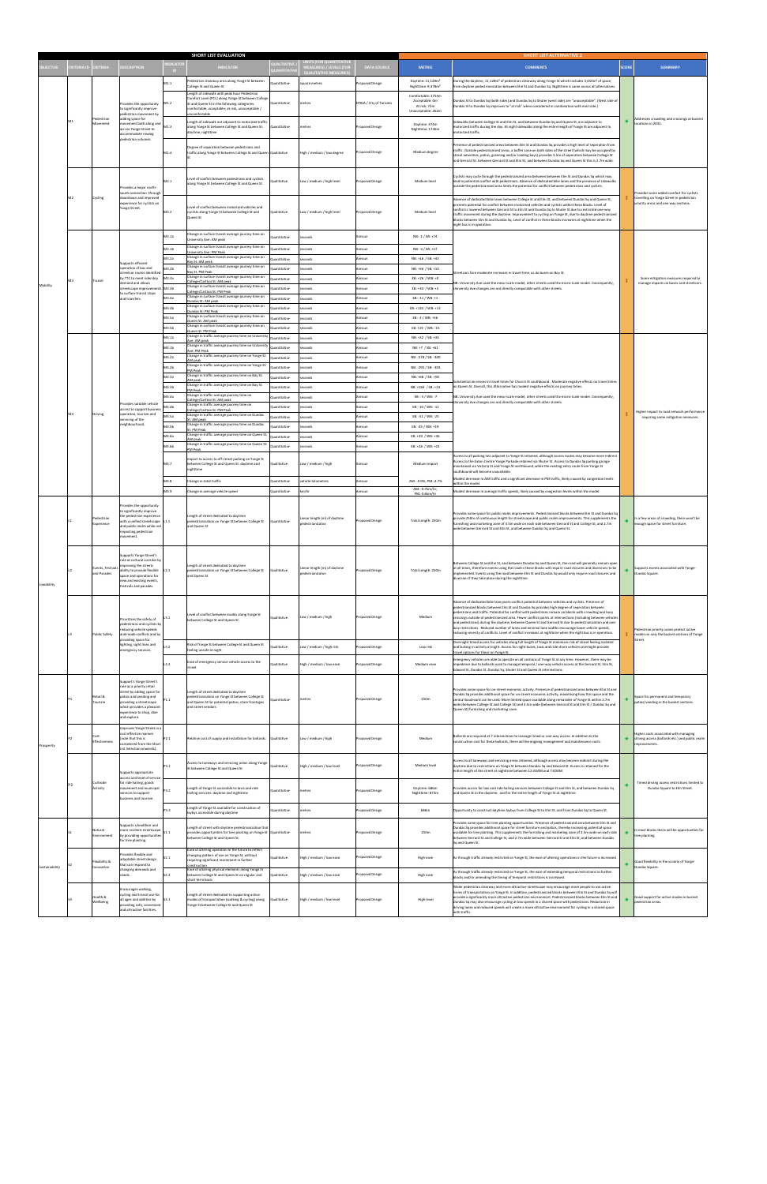| SHORT LIST EVALUATION | | | | | | | | | SHORT LIST ALTERNATIVE 2 | | | |
|---|---|---|---|---|---|---|---|---|---|---|---|---|
| OBJECTIVE | CRITERIA ID | CRITERIA | DESCRIPTION | INDICATOR ID | INDICATOR | QUALITATIVE / QUANTITATIVE | UNITS (FOR QUANTITATIVE MEASURES) / LEVELS (FOR QUALITATIVE MEASURES) | DATA SOURCE | METRIC | COMMENTS | SCORE | SUMMARY |
| Mobility | M1 | Pedestrian Movement | Provides the opportunity to significantly improve pedestrian movement by adding space for movement both along and across Yonge Street to accommodate rowing pedestrian volumes. | M1.1 | Pedestrian clearway area along Yonge St between College St and Queen St | Quantitative | square metres | Proposed Design | Daytime: 11,128m² Nighttime: 8,476m² | During the daytime, 11,128m² of pedestrian clearway along Yonge St which includes 6,606m² of space from daytime pedestrianization between Elm St and Dundas Sq. Nighttime is same across all alternatives. | + | Addresses crowding and crossings at busiest locations in 2031. |
| | | | | M1.2 | Length of sidewalk with peak hour Pedestrian Comfort Level (PCL) along Yonge St between College St and Queen St in the following categories: comfortable, acceptable, at risk, unacceptable / uncomfortable | Quantitative | metres | DPMA / City of Toronto | Comfortable: 375m Acceptable: 0m At risk: 72m Unacceptable: 262m | Dundas St to Dundas Sq (both sides) and Dundas Sq to Shuter (west side) are "unacceptable". (West side of Dundas St to Dundas Sq improves to "at risk" when considered in combination with east side.) | | |
| | | | | M1.3 | Length of sidewalk not adjacent to motorized traffic along Yonge St between College St and Queen St daytime, nighttime | Quantitative | metres | Proposed Design | Daytime: 374m Nighttime: 170m | Sidewalks between College St and Elm St, and between Dundas Sq and Queen St, are adjacent to motorized traffic during the day. At night sidewalks along the entire length of Yonge St are adjacent to motorized traffic. | | |
| | | | | M1.4 | Degree of separation between pedestrians and traffic along Yonge St between College St and Queen St | Qualitative | High / medium / low degree | Proposed Design | Medium degree | Presence of pedestrianized areas between Elm St and Dundas Sq provides a high level of separation from traffic. Outside pedestrianized areas, a buffer zone on both sides of the street which may be occupied by street amenities, patios, greening and/or loading bays) provides 3.0m of separation between College St and Gerrard St, between Gerrard St and Elm St, and between Dundas Sq and Queen St this is 2.7m wide. | | |
| | M2 | Cycling | Provides a major north-south connection through downtown and improved experience for cyclists on Yonge Street. | M2.1 | Level of conflict between pedestrians and cyclists along Yonge St between College St and Queen St. | Qualitative | Low / medium / high level | Proposed Design | Medium level | Cyclists may cycle through the pedestrianized area between Elm St and Dundas Sq which may lead to potential conflict with pedestrians. Absence of dedicated bike lanes and the presence of sidewalks outside the pedestrianized area limits the potential for conflict between pedestrians and cyclists. | ↑ | Provides some added comfort for cyclists travelling on Yonge Street in pedestrian priority areas and one-way sections. |
| | | | | M2.2 | Level of conflict between motorized vehicles and cyclists along Yonge St between College St and Queen St | Qualitative | Low / medium / high level | Proposed Design | Medium level | Absence of dedicated bike lanes between College St and Elm St, and between Dundas Sq and Queen St, presents potential for conflict between motorized vehicles and cyclists within these blocks. Level of conflict is lowered between Gerrard St to Elm St and Dundas Sq to Shuter St due to restricted one-way traffic movement during the daytime. Improvement to cycling on Yonge St, due to daytime pedestrianized blocks between Elm St and Dundas Sq. Level of conflict in these blocks increases at nighttime when the night bus is in operation. | | |
| | M3 | Transit | Supports efficient operation of bus and streetcar routes identified by TTC to meet ridership demand and allows streetscape improvements to surface transit stops and transfers. | M3.1a | Change in surface transit average journey time on University Ave: AM peak | Quantitative | seconds | Aimsun | NB: -1 / SB: +74 | Streetcars face moderate increases in travel time, as do buses on Bay St. NB: University Ave used the meso-scale model; other streets used the micro-scale model. Consequently, University Ave changes are not directly comparable with other streets. | ↑ | Some mitigation measures required to manage impacts on buses and streetcars. |
| | | | | M3.1b | Change in surface transit average journey time on University Ave: PM Peak | Quantitative | seconds | Aimsun | NB: -3 / SB: +17 | | | |
| | | | | M3.2a | Change in surface transit average journey time on Bay St: AM peak | Quantitative | seconds | Aimsun | NB: +16 / SB: +43 | | | |
| | | | | M3.2b | Change in surface transit average journey time on Bay St: PM Peak | Quantitative | seconds | Aimsun | NB: +56 / SB: +14 | | | |
| | | | | M3.3a | Change in surface transit average journey time on College/Carlton St: AM peak | Quantitative | seconds | Aimsun | EB: +26 / WB: +8 | | | |
| | | | | M3.3b | Change in surface transit average journey time on College/Carlton St: PM Peak | Quantitative | seconds | Aimsun | EB: +34 / WB: +2 | | | |
| | | | | M3.4a | Change in surface transit average journey time on Dundas St: AM peak | Quantitative | seconds | Aimsun | EB: -11 / WB: +1 | | | |
| | | | | M3.4b | Change in surface transit average journey time on Dundas St: PM Peak | Quantitative | seconds | Aimsun | EB: +103 / WB: +13 | | | |
| | | | | M3.5a | Change in surface transit average journey time on Queen St: AM peak | Quantitative | seconds | Aimsun | EB: -2 / WB: +58 | | | |
| | | | | M3.5b | Change in surface transit average journey time on Queen St: PM Peak | Quantitative | seconds | Aimsun | EB: +39 / WB: -15 | | | |
| | M3 | Driving | Provides suitable vehicle access to support business operation, tourism and servicing of the neighbourhood. | M4.1a | Change in traffic average journey time on University Ave: AM peak | Quantitative | seconds | Aimsun | NB: +52 / SB: +34 | Substantial increases in travel times for Church St southbound - Moderate negative effects on travel times on Queen St. Overall, this alternative has modest negative effects on journey times. NB: University Ave used the meso-scale model; other streets used the micro-scale model. Consequently, University Ave changes are not directly comparable with other streets. | ↑ | Higher impact to road network performance requiring some mitigation measures. |
| | | | | M4.1b | Change in traffic average journey time on University Ave: PM Peak | Quantitative | seconds | Aimsun | NB: +7 / SB: +61 | | | |
| | | | | M4.2a | Change in traffic average journey time on Yonge St: AM peak | Quantitative | seconds | Aimsun | NB: -278 / SB: -300 | | | |
| | | | | M4.2b | Change in traffic average journey time on Yonge St: PM Peak | Quantitative | seconds | Aimsun | NB: -295 / SB: -333 | | | |
| | | | | M4.3a | Change in traffic average journey time on Bay St: AM peak | Quantitative | seconds | Aimsun | NB: +68 / SB: +60 | | | |
| | | | | M4.3b | Change in traffic average journey time on Bay St: PM Peak | Quantitative | seconds | Aimsun | NB: +160 / SB: +13 | | | |
| | | | | M4.4a | Change in traffic average journey time on College/Carlton St: AM peak | Quantitative | seconds | Aimsun | EB: -3 / WB: -7 | | | |
| | | | | M4.4b | Change in traffic average journey time on College/Carlton St: PM Peak | Quantitative | seconds | Aimsun | EB: -10 / WB: -11 | | | |
| | | | | M4.5a | Change in traffic average journey time on Dundas St: AM peak | Quantitative | seconds | Aimsun | EB: -51 / WB: -25 | | | |
| | | | | M4.5b | Change in traffic average journey time on Dundas St: PM Peak | Quantitative | seconds | Aimsun | EB: -45 / WB: +19 | | | |
| | | | | M4.6a | Change in traffic average journey time on Queen St: AM peak | Quantitative | seconds | Aimsun | EB: +49 / WB: +96 | | | |
| | | | | M4.6b | Change in traffic average journey time on Queen St: PM Peak | Quantitative | seconds | Aimsun | EB: +26 / WB: +23 | | | |
| | | | | M4.7 | Impact to access to off-street parking on Yonge St between College St and Queen St: daytime and nighttime | Qualitative | Low / medium / high | Aimsun | Medium impact | Access to all parking lots adjacent to Yonge St retained, although access routes may become more indirect. Access to the Eaton Centre Yonge Parkade retained via Shuter St. Access to Dundas Sq parking garage maintained via Victoria St and Yonge St northbound, while the existing entry route from Yonge St southbound will become unavailable. | | |
| | | | | M4.8 | Change in total traffic | Quantitative | vehicle-kilometres | Aimsun | AM: -0.9%; PM: -4.7% | Modest decrease in AM traffic and a significant decrease in PM traffic, likely caused by congestion levels within the model. | | |
| | | | | M4.9 | Change in average vehicle speed | Quantitative | km/hr | Aimsun | AM: -0.7km/hr; PM: -0.6km/hr | Modest decrease in average traffic speeds, likely caused by congestion levels within the model. | | |
| Liveability | L1 | Pedestrian Experience | Provides the opportunity to significantly improve the pedestrian experience with a unified streetscape and public realm while not impacting pedestrian movement. | L1.1 | Length of street dedicated to daytime pedestrianization on Yonge St between College St and Queen St | Quantitative | Linear length (m) of daytime pedestrianization | Proposed Design | Total Length: 250m | Provides some space for public realm improvements. Pedestrianized blocks between Elm St and Dundas Sq provide 250m of continuous length for streetscape and public realm improvements. This supplements the furnishing and marketing zone of 3.0m wide on each side between Gerrard St and College St, and 2.7m wide between Elm St and Gerrard St, and between Dundas Sq and Queen St. | + | In a few areas of crowding, there won't be enough space for street furniture. |
| | L2 | Events, Festivals and Parades | Supports Yonge Street's role as cultural corridor by improving the streets ability to provide flexible space and operations for new and existing events, festivals and parades. | L2.1 | Length of street dedicated to daytime pedestrianization on Yonge St between College St and Queen St | Qualitative | Linear length (m) of daytime pedestrianization | Proposed Design | Total Length: 250m | Between College St and Elm St, and between Dundas Sq and Queen St, the road will generally remain open at all times, therefore events using the road in these blocks will require road closures and diversions to be implemented. Events using the road between Elm St and Dundas Sq would only require road closures and diversion if they take place during the nighttime. | + | Supports events associated with Yonge-Dundas Square. |
| | L3 | Public Safety | Prioritizes the safety of pedestrians and cyclists by reducing vehicle speeds and mode conflicts and by providing space for lighting, sight lines and emergency services. | L3.1 | Level of conflict between modes along Yonge St between College St and Queen St | Qualitative | Low / medium / high | Proposed Design | Medium | Absence of dedicated bike lanes poses conflict potential between vehicles and cyclists. Presence of pedestrianized blocks between Elm St and Dundas Sq provides high degree of separation between pedestrians and traffic. Potential for conflict with pedestrians remains on blocks with crowding and busy crossings outside of pedestrianized area. Fewer conflict points at intersections (including between vehicles and pedestrians) during the daytime, between Queen St and Gerrard St due to pedestrianization and one-way restrictions. Reduced number of lanes and minimal lane widths encourage lower vehicle speeds, reducing severity of conflicts. Level of conflict increases at nighttime when the night bus is in operation. | ↑ | Pedestrian priority zones protect active modes on only the busiest sections of Yonge Street. |
| | | | | L3.2 | Risk of Yonge St between College St and Queen St feeling unsafe at night | Qualitative | Low / medium / high risk | Proposed Design | Low risk | Overnight thoroughfares for vehicles along full length of Yonge St minimizes risk of street feeling isolated and lacking in activity at night. Access for night buses, taxis and ride share vehicles overnight provide travel options for those on Yonge St. | | |
| | | | | L3.3 | Ease of emergency service vehicle access to the street | Qualitative | High / medium / low ease | Proposed Design | Medium ease | Emergency vehicles are able to operate on all sections of Yonge St at any time. However, there may be impedance due to bollards used to manage temporal / one-way vehicle access at the Gerrard St, Elm St, Edward St, Dundas St, Dundas Sq, Shuter St and Queen St intersections. | | |
| Prosperity | P1 | Retail & Tourism | Support's Yonge Street's role as a priority retail street by adding space for patios and vending and providing a streetscape which provides a pleasant experience to shop, dine and explore. | P1.1 | Length of street dedicated to daytime pedestrianization on Yonge St between College St and Queen St for potential patios, store frontages and street vendors | Quantitative | metres | Proposed Design | 250m | Provides some space for on-street economic activity. Presence of pedestrianized area between Elm St and Dundas Sq provides additional space for on-street economic activity, maximizing how this space and the central boulevard can be used. More limited space available along remainder of Yonge St within 2.7m wide (between College St and College St) and 3.0m wide (between Gerrard St and Elm St / Dundas Sq and Queen St) furnishing and marketing zone. | + | Space for permanent and temporary patios/vending in the busiest sections. |
| | P2 | Cost Effectiveness | Improves Yonge Street in a cost effective manner (note that this is considered from the Short List Selection onwards). | P2.1 | Relative cost of supply and installation for bollards. | Qualitative | Low / medium / high | Proposed Design | Medium | Bollards are required at 7 intersections to manage timed or one-way access. In addition to the construction cost for these bollards, there will be ongoing management and maintenance costs. | + | Higher costs associated with managing driving access (bollards etc.) and public realm improvements. |
| | P3 | Curbside Activity | Supports appropriate access and level of service for ride-hailing, goods movement and municipal services to support business and tourism. | P3.1 | Access to laneways and servicing areas along Yonge St between College St and Queen St | Qualitative | High / medium / low level | Proposed Design | Medium level | Access to all laneways and servicing areas retained, although access may become indirect during the daytime due to restrictions on Yonge St between Dundas Sq and Edward St. Access is retained for the entire length of the street at nighttime between 12:00AM and 7:00AM. | + | Timed driving access restrictions limited to Dundas Square to Elm Street. |
| | | | | P3.2 | Length of Yonge St accessible to taxi and ride hailing services: daytime and nighttime | Quantitative | metres | Proposed Design | Daytime: 680m Nighttime: 870m | Provides access for taxi and ride hailing services between College St and Elm St, and between Dundas Sq and Queen St in the daytime, and for the entire length of Yonge St at nighttime. | | |
| | | | | P3.3 | Length of Yonge St available for construction of laybys accessible during daytime | Quantitative | metres | Proposed Design | 680m | Opportunity to construct daytime laybys from College St to Elm St, and from Dundas Sq to Queen St. | | |
| Sustainability | S1 | Natural Environment | Supports a healthier and more resilient streetscape by providing opportunities for tree planting. | S1.1 | Length of street with daytime pedestrianization that provides opportunities for tree planting on Yonge St between College St and Queen St | Quantitative | metres | Proposed Design | 250m | Provides some space for tree planting opportunities. Presence of pedestrianized area between Elm St and Dundas Sq provides additional space for street furniture and patios, thereby increasing potential space available for tree planting. This supplements the furnishing and marketing zone of 3.0m wide on each side between Gerrard St and College St, and 2.7m wide between Elm St and Gerrard St, and between Dundas Sq and Queen St. | + | In most blocks there will be opportunities for tree planting. |
| | S2 | Flexibility & Innovation | Provides flexible and adaptable street design that can respond to changing demands and needs. | S2.1 | Ease of altering operation in the future to reflect changing pattern of use on Yonge St, without requiring significant investment in further construction | Qualitative | High / medium / low ease | Proposed Design | High ease | As through traffic already restricted on Yonge St, the ease of altering operations in the future is increased. | + | Good flexibility in the vicinity of Yonge-Dundas Square. |
| | | | | S2.2 | Ease of altering physical elements along Yonge St between College St and Queen St on regular and short term basis | Qualitative | High / medium / low ease | Proposed Design | High ease | As through traffic already restricted on Yonge St, the ease of extending temporal restrictions to further blocks and/or amending the timing of temporal restrictions is increased. | | |
| | S3 | Health & Wellbeing | Encourages walking, cycling and transit use for all ages and abilities by providing safe, convenient and attractive facilities. | S3.1 | Length of street dedicated to supporting active modes of transportation (walking & cycling) along Yonge St between College St and Queen St | Qualitative | High / medium / low level | Proposed Design | High level | Wider pedestrian clearway and more attractive streetscape may encourage more people to use active forms of transportation on Yonge St. In addition, pedestrianized blocks between Elm St and Dundas Sq will provide a significantly more attractive pedestrian environment. Pedestrianized blocks between Elm St and Dundas Sq may also encourage cycling at low speeds in a shared space with pedestrians. Reduction in driving lanes and reduced speeds will create a more attractive environment for cycling in a shared space with traffic. | + | Good support for active modes in busiest pedestrian areas. |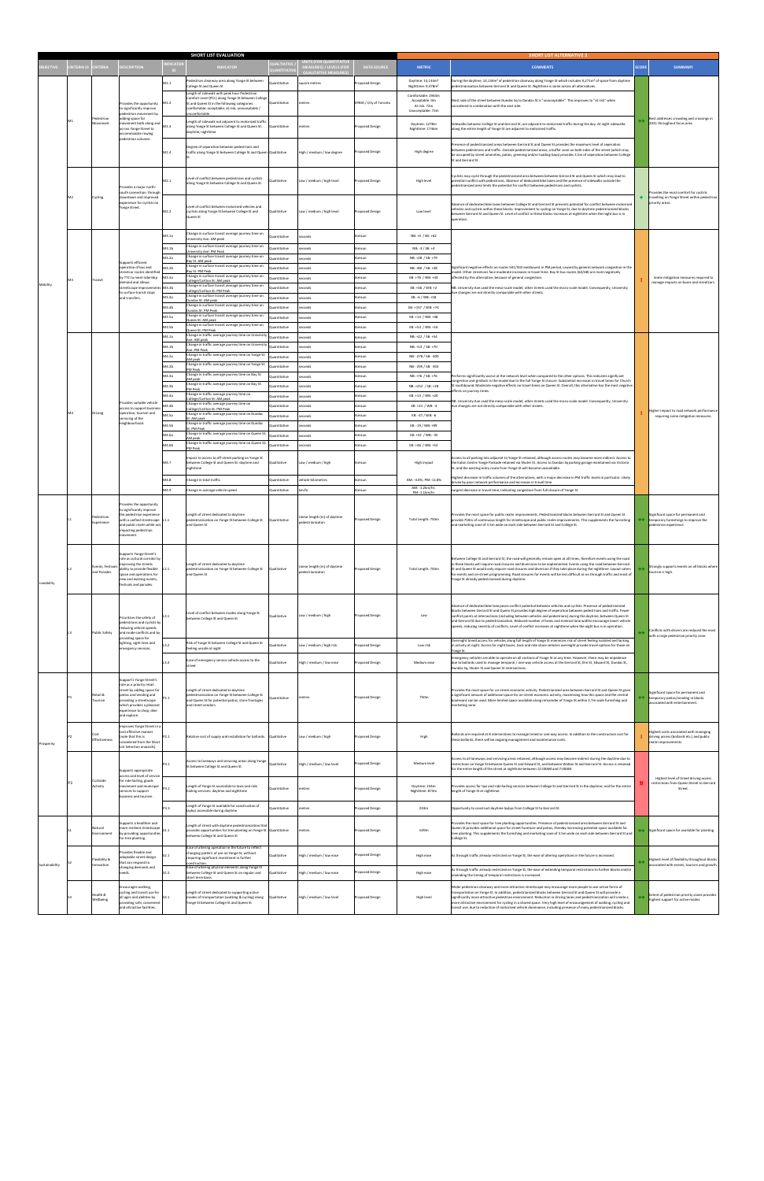| SHORT LIST EVALUATION | | | | | | | | | SHORT LIST ALTERNATIVE 3 | | | |
|---|---|---|---|---|---|---|---|---|---|---|---|---|
| OBJECTIVE | CRITERIA ID | CRITERIA | DESCRIPTION | INDICATOR ID | INDICATOR | QUALITATIVE / QUANTITATIVE | UNITS (FOR QUANTITATIVE MEASURES) / LEVELS (FOR QUALITATIVE MEASURES) | DATA SOURCE | METRIC | COMMENTS | SCORE | SUMMARY |
| Mobility | M1 | Pedestrian Movement | Provides the opportunity to significantly improve pedestrian movement by adding space for movement both along and across Yonge Street to accommodate growing pedestrian volumes. | M1.1 | Pedestrian clearway area along Yonge St between College St and Queen St | Quantitative | square metres | Proposed Design | Daytime: 14,134m² Nighttime: 9,478m² | During the daytime, 14,134m² of pedestrian clearway along Yonge St which includes 9,271m² of space from daytime pedestrianization between Gerrard St and Queen St. Nighttime is same across all alternatives. | ++ | Best addresses crowding and crossings in 2031 throughout focus area. |
| | | | | M1.2 | Length of sidewalks with peak hour Pedestrian Comfort Level (PCL) along Yonge St between College St and Queen St in the following categories: comfortable, acceptable, at risk, unacceptable / uncomfortable | Quantitative | metres | DPMA / City of Toronto | Comfortable: 394.5m Acceptable: 0m At risk: 72m Unacceptable: 72m | West side of the street between Dundas Sq to Dundas St is "unacceptable". This improves to "at risk" when considered in combination with the east side. | | |
| | | | | M1.3 | Length of sidewalks not adjacent to motorized traffic along Yonge St between College St and Gerrard St, daytime, nighttime | Quantitative | metres | Proposed Design | Daytime: 1270m Nighttime: 170m | Sidewalks between College St and Gerrard St, are adjacent to motorized traffic during the day. At night sidewalks along the entire length of Yonge St are adjacent to motorized traffic. | | |
| | | | | M1.4 | Degree of separation between pedestrians and traffic along Yonge St between College St and Queen St | Qualitative | High / medium / low degree | Proposed Design | High degree | Presence of pedestrianized areas between Gerrard St and Queen St provides the maximum level of separation between pedestrians and traffic. Outside pedestrianized areas, a buffer zone on both sides of the street (which may be occupied by street amenities, patios, greening and/or loading bays) provides 3.5m of separation between College St and Gerrard St. | | |
| | M2 | Cycling | Provides a major north-south connection through downtown and improved experience for cyclists on Yonge Street. | M2.1 | Level of conflict between pedestrians and cyclists along Yonge St between College St and Queen St. | Qualitative | Low / medium / high level | Proposed Design | High level | Cyclists may cycle through the pedestrianized area between Gerrard St and Queen St which may lead to potential conflict with pedestrians. Absence of dedicated bike lanes and the presence of sidewalks outside the pedestrianized area limits the potential for conflict between pedestrians and cyclists. | + | Provides the most comfort for cyclists travelling on Yonge Street within pedestrian priority areas. |
| | | | | M2.2 | Level of conflict between motorized vehicles and cyclists along Yonge St between College St and Queen St | Qualitative | Low / medium / high level | Proposed Design | Low level | Absence of dedicated bike lanes between College St and Gerrard St presents potential for conflict between motorized vehicles and cyclists within these blocks. Improvement to cycling on Yonge St, due to daytime pedestrianized blocks between Gerrard St and Queen St. Level of conflict in these blocks increases at nighttime when the night bus is in operation. | | |
| | M3 | Transit | Supports efficient operation of bus and streetcar routes identified by TTC to meet ridership demand and allows streetscape improvements to surface transit stops and transfers. | M3.1a | Change in surface transit average journey time on University Ave: AM peak | Quantitative | seconds | Aimsun | NB: +2 / SB: +62 | Significant negative effects on routes 501/502 eastbound in PM period, caused by general network congestion in the model. Other streetcars face moderate increases in travel time. Bay St bus routes (NB/SB) are most negatively affected by this alternative, because of general congestion. NB: University Ave used the meso-scale model; other streets used the micro-scale model. Consequently, University Ave changes are not directly comparable with other streets. | - | Some mitigation measures required to manage impacts on buses and streetcars. |
| | | | | M3.1b | Change in surface transit average journey time on University Ave: PM Peak | Quantitative | seconds | Aimsun | NB: -3 / SB: +4 | | | |
| | | | | M3.2a | Change in surface transit average journey time on Bay St: AM peak | Quantitative | seconds | Aimsun | NB: +18 / SB: +79 | | | |
| | | | | M3.2b | Change in surface transit average journey time on Bay St: PM Peak | Quantitative | seconds | Aimsun | NB: +81 / SB: +38 | | | |
| | | | | M3.3a | Change in surface transit average journey time on College/Carlton St: AM peak | Quantitative | seconds | Aimsun | EB: +76 / WB: +34 | | | |
| | | | | M3.3b | Change in surface transit average journey time on College/Carlton St: PM Peak | Quantitative | seconds | Aimsun | EB: +46 / WB: +2 | | | |
| | | | | M3.4a | Change in surface transit average journey time on Dundas St: AM peak | Quantitative | seconds | Aimsun | EB: -6 / WB: +18 | | | |
| | | | | M3.4b | Change in surface transit average journey time on Dundas St: PM Peak | Quantitative | seconds | Aimsun | EB: +57 / WB: +74 | | | |
| | | | | M3.5a | Change in surface transit average journey time on Queen St: AM peak | Quantitative | seconds | Aimsun | EB: +13 / WB: +48 | | | |
| | | | | M3.5b | Change in surface transit average journey time on Queen St: PM Peak | Quantitative | seconds | Aimsun | EB: +53 / WB: +16 | | | |
| | M4 | Driving | Provides suitable vehicle access to support business operation, tourism and servicing of the neighbourhood. | M4.1a | Change in traffic average journey time on University Ave: AM Peak | Quantitative | seconds | Aimsun | NB: +22 / SB: +54 | Performs significantly worse at the network level when compared to the other options. This indicates significant congestion and gridlock in the model due to the full Yonge St closure. Substantial increases in travel times for Church St southbound. Moderate negative effects on travel times on Queen St. Overall, this alternative has the most negative effects on journey times. NB: University Ave used the meso-scale model; other streets used the micro-scale model. Consequently, University Ave changes are not directly comparable with other streets. | - | Higher impact to road network performance requiring some mitigation measures. |
| | | | | M4.1b | Change in traffic average journey time on University Ave: PM Peak | Quantitative | seconds | Aimsun | NB: +10 / SB: +70 | | | |
| | | | | M4.2a | Change in traffic average journey time on Yonge St: AM peak | Quantitative | seconds | Aimsun | NB: -278 / SB: -300 | | | |
| | | | | M4.2b | Change in traffic average journey time on Yonge St: PM Peak | Quantitative | seconds | Aimsun | NB: -295 / SB: -333 | | | |
| | | | | M4.3a | Change in traffic average journey time on Bay St: AM peak | Quantitative | seconds | Aimsun | NB: +76 / SB: +76 | | | |
| | | | | M4.3b | Change in traffic average journey time on Bay St: PM Peak | Quantitative | seconds | Aimsun | NB: +252 / SB: +18 | | | |
| | | | | M4.4a | Change in traffic average journey time on College/Carlton St: AM peak | Quantitative | seconds | Aimsun | EB: +14 / WB: +20 | | | |
| | | | | M4.4b | Change in traffic average journey time on College/Carlton St: PM Peak | Quantitative | seconds | Aimsun | EB: +21 / WB: -4 | | | |
| | | | | M4.5a | Change in traffic average journey time on Dundas St: AM peak | Quantitative | seconds | Aimsun | EB: -17 / WB: 6 | | | |
| | | | | M4.5b | Change in traffic average journey time on Dundas St: PM Peak | Quantitative | seconds | Aimsun | EB: -19 / WB: +99 | | | |
| | | | | M4.6a | Change in traffic average journey time on Queen St: AM peak | Quantitative | seconds | Aimsun | EB: +82 / WB: -45 | | | |
| | | | | M4.6b | Change in traffic average journey time on Queen St: PM Peak | Quantitative | seconds | Aimsun | EB: +46 / WB: +52 | | | |
| | | | | M4.7 | Impact to access to off-street parking on Yonge St between College St and Queen St: daytime and nighttime | Qualitative | Low / medium / high | Aimsun | High impact | Access to all parking lots adjacent to Yonge St retained, although access routes may become more indirect. Access to the Eaton Centre Yonge-Parkade retained via Shuter St. Access to Dundas Sq parking garage maintained via Victoria St, and the existing entry route from Yonge St will become unavailable. | | |
| | | | | M4.8 | Change in total traffic | Quantitative | vehicle-kilometres | Aimsun | AM: -4.0%; PM: -11.8% | Highest decrease in traffic volumes of the alternatives, with a major decrease in PM traffic levels in particular. Likely driven by poor network performance and increases in travel time. | | |
| | | | | M4.9 | Change in average vehicle speed | Quantitative | km/hr | Aimsun | AM: -1.2km/hr; PM: -1.1km/hr | Largest decrease in travel time, indicating congestion from full closure of Yonge St | | |
| Liveability | L1 | Pedestrian Experience | Provides the opportunity to significantly improve the pedestrian experience with a unified streetscape and public realm while not impacting pedestrian movement. | L1.1 | Length of street dedicated to daytime pedestrianization on Yonge St between College St and Queen St | Quantitative | Linear length (m) of daytime pedestrianization | Proposed Design | Total Length: 750m | Provides the most space for public realm improvements. Pedestrianized blocks between Gerrard St and Queen St provide 750m of continuous length for streetscape and public realm improvements. This supplements the furnishing and marketing zone of 3.5m wide on each side between Gerrard St and College St. | ++ | Significant space for permanent and temporary furnishings to improve the pedestrian experience. |
| | L2 | Events, Festivals and Parades | Supports Yonge Street's role as cultural corridor by improving the streets ability to provide flexible space and operations for new and existing events, festivals and parades. | L2.1 | Length of street dedicated to daytime pedestrianization on Yonge St between College St and Queen St | Quantitative | Linear length (m) of daytime pedestrianization | Proposed Design | Total Length: 750m | Between College St and Gerrard St, the road will generally remain open at all times, therefore events using the road in these blocks will require road closures and diversions to be implemented. Events using the road between Gerrard St and Queen St would only require road closures and diversion if they take place during the nighttime. Layout caters for events and on-street programming. Road closures for events will be less difficult as no through traffic east/west of Yonge St already pedestrianized during daytime. | ++ | Strongly supports events on all blocks where tourism is high. |
| | L3 | Public Safety | Prioritizes the safety of pedestrians and cyclists by reducing vehicle speeds and mode conflicts and by providing space for lighting, sight lines and emergency services. | L3.1 | Level of conflict between modes along Yonge St between College St and Queen St | Qualitative | Low / medium / high | Proposed Design | Low | Absence of dedicated bike lane poses conflict potential between vehicles and cyclists. Presence of pedestrianized blocks between Gerrard St and Queen St provides high degree of separation between pedestrians and traffic. Fewer conflict points at intersections (including between vehicles and pedestrians) during the daytime, between Queen St and Gerrard St due to pedestrianization. Reduced number of lanes and minimal lane widths encourage lower vehicle speeds, reducing severity of conflicts. Level of conflict increases at nighttime where the night bus is in operation. | ++ | Conflicts with drivers are reduced the most with a large pedestrian priority zone. |
| | | | | L3.2 | Risk of Yonge St between College St and Queen St feeling unsafe at night | Qualitative | Low / medium / high risk | Proposed Design | Low risk | Overnight timed access for vehicles along full length of Yonge St minimizes risk of street feeling isolated and lacking in activity at night. Access for night buses, taxis and ride share vehicles overnight provide travel options for those on Yonge St. | | |
| | | | | L3.3 | Ease of emergency service vehicle access to the street | Qualitative | High / medium / low ease | Proposed Design | Medium ease | Emergency vehicles are able to operate on all sections of Yonge St at any time. However, there may be impedance due to bollards used to manage temporal / one-way vehicle access at the Gerrard St, Elm St, Edward St, Dundas St, Dundas Sq, Shuter St and Queen St intersections. | | |
| Prosperity | P1 | Retail & Tourism | Support's Yonge Street's role as a priority retail street by adding space for patios and vending and providing a streetscape which provides a pleasant experience to shop, dine and explore. | P1.1 | Length of street dedicated to daytime pedestrianization on Yonge St between College St and Queen St for potential patios, storefront use and street vendors | Quantitative | metres | Proposed Design | 750m | Provides the most space for on-street economic activity. Pedestrianized blocks between Gerrard St and Queen St gives a significant amount of additional space for on-street economic activity, maximizing how this space and the central boulevard can be used. More limited space available along remainder of Yonge St within 3.7m wide furnishing and marketing zone. | ++ | Significant space for permanent and temporary patios/vending in blocks associated with entertainment. |
| | P2 | Cost Effectiveness | Improves Yonge Street in a cost effective manner (note that this is considered from the Short List Selection onwards). | P2.1 | Relative cost of supply and installation for bollards | Qualitative | Low / medium / high | Proposed Design | High | Bollards are required at 8 intersections to manage timed or one-way access. In addition to the construction cost for these bollards, there will be ongoing management and maintenance costs. | - | Highest costs associated with managing driving access (bollards etc.) and public realm improvements. |
| | P3 | Curbside Activity | Supports appropriate access and level of service for ride hailing, goods movement and municipal services to support business and tourism. | P3.1 | Access to laneways and servicing areas along Yonge St between College St and Queen St | Qualitative | High / medium / low level | Proposed Design | Medium level | Access to all laneways and servicing areas retained, although access may become indirect during the daytime due to restrictions on Yonge St between Queen St and Edward St, and between Walton St and Gerrard St. Access is retained for the entire length of the street at nighttime between 12:00AM and 7:00AM. | -- | Highest level of timed driving access restrictions from Queen Street to Gerrard Street. |
| | | | | P3.2 | Length of Yonge St accessible to taxi and ride hailing services: daytime and nighttime | Quantitative | metres | Proposed Design | Daytime: 234m Nighttime: 875m | Provides access for taxi and ride hailing services between College St and Gerrard St in the daytime, and for the entire length of Yonge St at nighttime. | | |
| | | | | P3.3 | Length of Yonge St available for construction of laybys accessible during daytime | Quantitative | metres | Proposed Design | 234m | Opportunity to construct daytime laybys from College St to Gerrard St. | | |
| Sustainability | S1 | Natural Environment | Supports a healthier and more resilient streetscape by providing opportunities for tree planting. | S1.1 | Length of street with daytime pedestrianization that provides opportunities for tree planting on Yonge St between College St and Queen St | Quantitative | metres | Proposed Design | 609m | Provides the most space for tree planting opportunities. Presence of pedestrianized area between Gerrard St and Queen St provides additional space for street furniture and patios, thereby increasing potential space available for tree planting. This supplements the furnishing and marketing zone of 3.5m wide on each side between Gerrard St and College St. | ++ | Significant space for available for planting. |
| | S2 | Flexibility & Innovation | Provides flexible and adaptable street design that can respond to changing demands and needs. | S2.1 | Ease of altering operation in the future to reflect changing patterns of use on Yonge St, without requiring significant investment in further construction | Qualitative | High / medium / low ease | Proposed Design | High ease | As through traffic already restricted on Yonge St, the ease of altering operations in the future is increased. | ++ | Highest level of flexibility throughout blocks associated with events, tourism and growth. |
| | | | | S2.2 | Ease of altering physical elements along Yonge St between College St and Queen St on regular and short term basis | Qualitative | High / medium / low ease | Proposed Design | High ease | As through traffic already restricted on Yonge St, the ease of extending temporal restrictions to further blocks and/or amending the timing of temporal restrictions is increased. | | |
| | S3 | Health & Wellbeing | Encourages walking, cycling and transit use for all ages and abilities by providing safe, convenient and attractive facilities. | S3.1 | Ease of street dedicated to supporting active modes of transportation (walking & cycling) along Yonge St between College St and Queen St | Qualitative | High / medium / low level | Proposed Design | High level | Wider pedestrian clearway and more attractive streetscape may encourage more people to use active forms of transportation on Yonge St. In addition, pedestrianized blocks between Gerrard St and Queen St will provide a significantly more attractive pedestrian environment. Reduction in driving lanes and pedestrianization will create a more attractive environment for cycling in a shared space. Very high level of encouragement of walking, cycling and transit use, due to reduction of motorized vehicle dominance, including presence of many pedestrianized blocks. | ++ | Extent of pedestrian priority zones provides highest support for active modes. |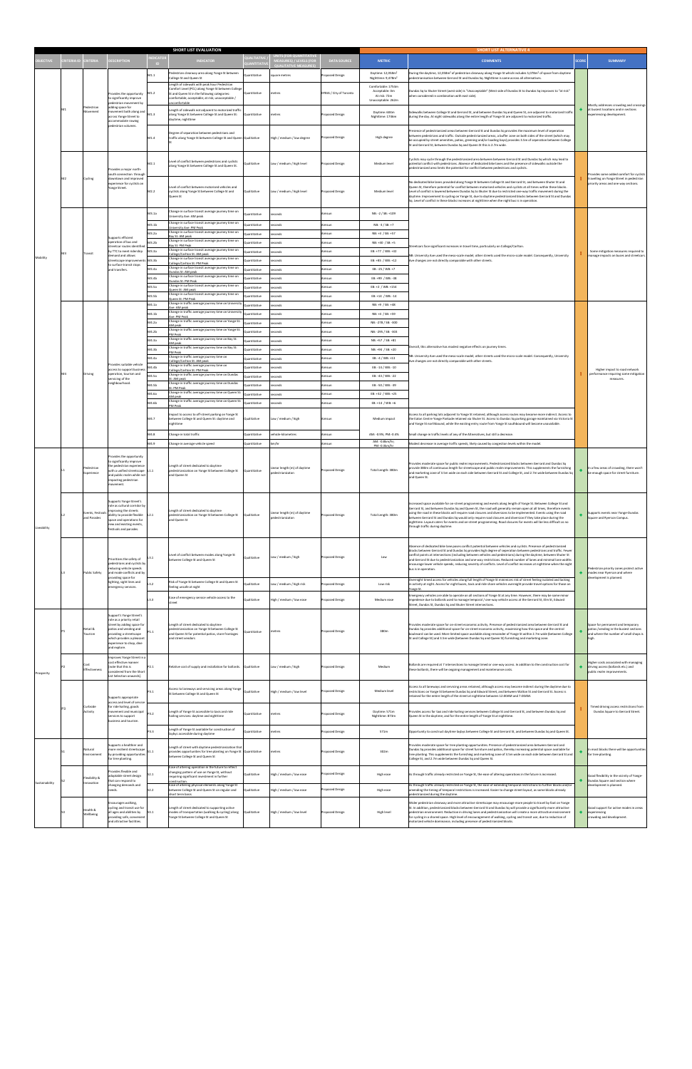| SHORT LIST EVALUATION | | | | | | | | | SHORT LIST ALTERNATIVE 4 | | | |
|---|---|---|---|---|---|---|---|---|---|---|---|---|
| OBJECTIVE | CRITERIA ID | CRITERIA | DESCRIPTION | INDICATOR ID | INDICATOR | QUALITATIVE / QUANTITATIVE | UNITS (FOR QUANTITATIVE MEASURES) / LEVELS (FOR QUALITATIVE MEASURES) | DATA SOURCE | METRIC | COMMENTS | SCORE | SUMMARY |
| Mobility | M1 | Pedestrian Movement | Provides the opportunity to significantly improve pedestrian movement by adding space for movement both along and across Yonge Street to accommodate growing pedestrian volumes. | M1.1 | Pedestrian clearway area along Yonge St between College St and Queen St | Quantitative | square metres | Proposed Design | Daytime: 12,058$m^2$ Nighttime: 8,478$m^2$ | During the daytime, 12,058$m^2$ of pedestrian clearway along Yonge St which includes 5,078$m^2$ of space from daytime pedestrianization between Gerrard St and Dundas Sq. Nighttime is same across all alternatives. | | Mostly addresses crowding and crossings at busiest locations and in sections experiencing development. |
| | | | | M1.2 | Length of sidewalk with peak hour Pedestrian Comfort Level (PCL) along Yonge St between College St and Queen St in the following categories: comfortable, acceptable, at risk, unacceptable | Quantitative | metres | DPMA / City of Toronto | Comfortable: 175m Acceptable: 0m At risk: 72m Unacceptable: 260m | Dundas Sq to Shuter Street (west side) is "Unacceptable" (West side of Dundas St to Dundas Sq improves to "at risk" when considered in combination with east side) | | |
| | | | | M1.3 | Length of sidewalk not adjacent to motorized traffic along Yonge St between College St and Queen St: daytime, nighttime | Quantitative | metres | Proposed Design | Daytime: 438m Nighttime: 170m | Sidewalks between College St and Gerrard St, and between Dundas Sq and Queen St, are adjacent to motorized traffic during the day. At night sidewalks along the entire length of Yonge St are adjacent to motorized traffic. | | |
| | | | | M1.4 | Degree of separation between pedestrians and traffic along Yonge St between College St and Queen St | Qualitative | High / medium / low degree | Proposed Design | High degree | Presence of pedestrianized areas between Gerrard St and Dundas Sq provides the maximum level of separation between pedestrians and traffic. Outside pedestrianized areas, a buffer zone on both sides of the street (which may be occupied by street amenities, patios, greening and/or loading bays) provides 3.5m of separation between College St and Gerrard St, between Dundas Sq and Queen St this is 2.7m wide. | | |
| | M2 | Cycling | Provides a major north-south connection through downtown and improved experience for cyclists on Yonge Street. | M2.1 | Level of conflict between pedestrians and cyclists along Yonge St between College St and Queen St | Qualitative | Low / medium / high level | Proposed Design | Medium level | Cyclists may cycle through the pedestrianized area between Gerrard St and Dundas Sq which may lead to potential conflict with pedestrians. Absence of dedicated bike lanes and the presence of sidewalks outside the pedestrianized area limits the potential for conflict between pedestrians and cyclists. | | Provides some added comfort for cyclists travelling on Yonge Street in pedestrian priority areas and one way sections. |
| | | | | M2.2 | Level of conflict between motorized vehicles and cyclists along Yonge St between College St and Queen St | Qualitative | Low / medium / high level | Proposed Design | Medium level | No dedicated bike lanes provided along Yonge St between College St and Gerrard St, and between Shuter St and Queen St, therefore potential for conflict between motorized vehicles and cyclists at all times within these blocks. Level of conflict is lowered between Dundas Sq to Shuter St due to restricted one-way traffic movement during the daytime. Improvement to cycling on Yonge St, due to daytime pedestrianized blocks between Gerrard St and Dundas Sq. Level of conflict in these blocks increases at nighttime when the night bus is in operation. | | |
| | M3 | Transit | Supports efficient operation of bus and streetcar routes identified by TTC to meet ridership demand and allows streetscape improvements to surface transit stops and transfers. | M3.1a | Change in surface transit average journey time on University Ave: AM peak | Quantitative | seconds | Aimsun | NB: -2 / SB: +109 | Streetcars face significant increases in travel time, particularly on College/Carlton. NB: University Ave used the meso-scale model; other streets used the micro-scale model. Consequently, University Ave changes are not directly comparable with other streets. | | Some mitigation measures required to manage impacts on buses and streetcars. |
| | | | | M3.1b | Change in surface transit average journey time on University Ave: PM Peak | Quantitative | seconds | Aimsun | NB: -3 / SB: +7 | | | |
| | | | | M3.2a | Change in surface transit average journey time on Bay St: AM peak | Quantitative | seconds | Aimsun | NB: +4 / SB: +57 | | | |
| | | | | M3.2b | Change in surface transit average journey time on Bay St: PM Peak | Quantitative | seconds | Aimsun | NB: +40 / SB: +5 | | | |
| | | | | M3.3a | Change in surface transit average journey time on College/Carlton St: AM peak | Quantitative | seconds | Aimsun | EB: +77 / WB: +62 | | | |
| | | | | M3.3b | Change in surface transit average journey time on College/Carlton St: PM Peak | Quantitative | seconds | Aimsun | EB: +85 / WB: +12 | | | |
| | | | | M3.4a | Change in surface transit average journey time on Dundas St: AM peak | Quantitative | seconds | Aimsun | EB: -35 / WB: +7 | | | |
| | | | | M3.4b | Change in surface transit average journey time on Dundas St: PM Peak | Quantitative | seconds | Aimsun | EB: +89 / WB: -48 | | | |
| | | | | M3.5a | Change in surface transit average journey time on Queen St: AM peak | Quantitative | seconds | Aimsun | EB: +2 / WB: +154 | | | |
| | | | | M3.5b | Change in surface transit average journey time on Queen St: PM Peak | Quantitative | seconds | Aimsun | EB: +16 / WB: -14 | | | |
| | M4 | Driving | Provides suitable vehicle access to support business operations, tourism and servicing of the neighbourhood. | M4.1a | Change in traffic average journey time on University Ave: AM peak | Quantitative | seconds | Aimsun | NB: +9 / SB: +88 | Overall, this alternative has modest negative effects on journey times. NB: University Ave used the meso-scale model; other streets used the micro-scale model. Consequently, University Ave changes are not directly comparable with other streets. | | Higher impact to road network performance requiring some mitigation measures. |
| | | | | M4.1b | Change in traffic average journey time on University Ave: PM Peak | Quantitative | seconds | Aimsun | NB: +3 / SB: +59 | | | |
| | | | | M4.2a | Change in traffic average journey time on Yonge St: AM peak | Quantitative | seconds | Aimsun | NB: -278 / SB: -300 | | | |
| | | | | M4.2b | Change in traffic average journey time on Yonge St: PM Peak | Quantitative | seconds | Aimsun | NB: -295 / SB: -833 | | | |
| | | | | M4.3a | Change in traffic average journey time on Bay St: AM peak | Quantitative | seconds | Aimsun | NB: +57 / SB: +81 | | | |
| | | | | M4.3b | Change in traffic average journey time on Bay St: PM Peak | Quantitative | seconds | Aimsun | NB: +56 / SB: +20 | | | |
| | | | | M4.4a | Change in traffic average journey time on College/Carlton St: AM peak | Quantitative | seconds | Aimsun | EB: -4 / WB: +13 | | | |
| | | | | M4.4b | Change in traffic average journey time on College/Carlton St: PM peak | Quantitative | seconds | Aimsun | EB: -10 / WB: -10 | | | |
| | | | | M4.5a | Change in traffic average journey time on Dundas St: AM peak | Quantitative | seconds | Aimsun | EB: -43 / WB: -22 | | | |
| | | | | M4.5b | Change in traffic average journey time on Dundas St: PM Peak | Quantitative | seconds | Aimsun | EB: -50 / WB: -39 | | | |
| | | | | M4.6a | Change in traffic average journey time on Queen St: AM peak | Quantitative | seconds | Aimsun | EB: +42 / WB: +25 | | | |
| | | | | M4.6b | Change in traffic average journey time on Queen St: PM Peak | Quantitative | seconds | Aimsun | EB: +18 / WB: +6 | | | |
| | | | | M4.7 | Impact to access to off-street parking on Yonge St between College St and Queen St: daytime and nighttime | Qualitative | Low / medium / high | Aimsun | Medium impact | Access to all parking lots adjacent to Yonge St retained, although access routes may become more indirect. Access to the Eaton Centre Yonge-Parkade retained via Shuter St. Access to Dundas Sq parking garage maintained via Victoria St and Yonge St southbound, while the existing entry route from Yonge St southbound will become unavailable. | | |
| | | | | M4.8 | Change in total traffic | Quantitative | vehicle-kilometres | Aimsun | AM: -0.9%; PM -0.4% | Small change in traffic levels of any of the Alternatives, but still a decrease. | | |
| | | | | M4.9 | Change in average vehicle speed | Quantitative | km/hr | Aimsun | AM: -0.4km/hr; PM: -0.2km/hr | Modest decrease in average traffic speeds, likely caused by congestion levels within the model. | | |
| Livability | L1 | Pedestrian Experience | Provides the opportunity to significantly improve the pedestrian experience with a unified streetscape and public realm while not impacting pedestrian movement. | L1.1 | Length of street dedicated to daytime pedestrianization on Yonge St between College St and Queen St | Quantitative | Linear length (m) of daytime pedestrianization | Proposed Design | Total Length: 380m | Provides moderate space for public realm improvements. Pedestrianized blocks between Gerrard and Dundas Sq provide 380m of continuous length for streetscape and public realm improvements. This supplements the furnishing and marketing zone of 3.5m wide on each side between Gerrard St and College St, and 2.7m wide between Dundas Sq and Queen St. | | In a few areas of crowding, there won't be enough space for street furniture. |
| | L2 | Events, Festivals and Parades | Supports Yonge Street's role as cultural corridor by improving the streets ability to provide flexible space and operations for new and existing events, festivals and parades. | L2.1 | Length of street dedicated to daytime pedestrianization on Yonge St between College St and Queen St | Quantitative | Linear length (m) of daytime pedestrianization | Proposed Design | Total Length: 380m | Increased space available for on-street programming and events along length of Yonge St. Between College St and Gerrard St, and between Dundas Sq and Queen St, the road will generally remain open at all times, therefore events using the road in these blocks will require road closures and diversions to be implemented. Events using the road between Gerrard St and Dundas Sq would only require road closures and diversion if they take place during the nighttime. Layout caters for events and on-street programming. Road closures for events will be less difficult as no through traffic during daytime. | | Supports events near Yonge-Dundas Square and Ryerson Campus. |
| | L3 | Public Safety | Prioritizes the safety of pedestrians and cyclists by reducing vehicle speeds and mode conflicts and by providing space for lighting, sight lines and emergency services. | L3.1 | Level of conflict between modes along Yonge St between College St and Queen St | Qualitative | Low / medium / high | Proposed Design | Low | Absence of dedicated bike lane poses conflict potential between vehicles and cyclists. Presence of pedestrianized blocks between Gerrard St and Dundas Sq provides high degree of separation between pedestrians and traffic. Fewer conflict points at intersections (including between vehicles and pedestrians) during the daytime between Shuter St and Gerrard St due to pedestrianization and one-way restrictions. Reduced number of lanes and minimal lane widths encourage lower vehicle speeds, reducing severity of conflicts. Level of conflict increases at night when the night bus is in operation. | | Pedestrian priority zones protect active modes near Ryerson and where development is planned. |
| | | | | L3.2 | Risk of Yonge St between College St and Queen St feeling unsafe at night | Qualitative | Low / medium / high risk | Proposed Design | Low risk | Overnight thoroughfares for vehicles along full length of Yonge St minimizes risk of street feeling isolated and lacking in activity at night. Access for night buses, taxis and ride share vehicles overnight provide travel options for those on Yonge St. | | |
| | | | | L3.3 | Ease of emergency service vehicle access to the street | Qualitative | High / medium / low ease | Proposed Design | Medium ease | Emergency vehicles are able to operate on all sections of Yonge St at any time. However, there may be some minor impedance due to bollards used to manage temporal / one-way vehicle access at the Gerrard St, Elm St, Edward Street, Dundas St, Dundas Sq and Shuter Street intersections. | | |
| Prosperity | P1 | Retail & Tourism | Support's Yonge Street's role as a priority retail street by adding space for patios and vending and providing a streetscape which provides a pleasant experience to shop, dine and explore. | P1.1 | Length of street dedicated to daytime pedestrianization on Yonge St between College St and Queen St for potential patios, store frontages and street vendors | Quantitative | metres | Proposed Design | 380m | Provides moderate space for on-street economic activity. Presence of pedestrianized zone between Gerrard St and Dundas Sq provides additional space for on-street economic activity, maximizing how this space and the central boulevard can be used. More limited space available along remainder of Yonge St with 3.5m wide (between College St and Gerrard St) and 2.7m wide (between Dundas Sq and Queen St) furnishing and marketing zone. | | Space for permanent and temporary patios /vending in the busiest sections and where the number of small shops is high. |
| | P2 | Cost Effectiveness | Improves Yonge Street in a cost effective manner (note that this is considered from the Short List Selection onwards). | P2.1 | Relative cost of supply and installation for bollards. | Qualitative | Low / medium / high | Proposed Design | Medium | Bollards are required at 7 intersections to manage timed or one-way access. In addition to the construction cost for these bollards, there will be ongoing management and maintenance costs. | | Higher costs associated with managing driving access (bollards etc.) and public realm improvements. |
| | P3 | Curbside Activity | Supports appropriate access and level of service for ride hailing, goods movement and municipal services to support business and tourism. | P3.1 | Access to laneways and servicing areas along Yonge St between College St and Queen St | Qualitative | High / medium / low level | Proposed Design | Medium level | Access to all laneways and servicing areas retained, although access may become indirect during the daytime due to restrictions on Yonge St between Dundas Sq and Edward Street, and between Walton St and Gerrard St. Access is retained for the entire length of the street at nighttime between 12:00AM and 7:00AM. | | Timed driving access restrictions from Dundas Square to Gerrard Street. |
| | | | | P3.2 | Length of Yonge St accessible to taxi and ride hailing services: daytime and nighttime | Quantitative | metres | Proposed Design | Daytime: 571m Nighttime: 870m | Provides access for taxi and ride hailing services between College St and Gerrard St, and between Dundas Sq and Queen St in the daytime, and for the entire length of Yonge St at nighttime. | | |
| | | | | P3.3 | Length of Yonge St available for construction of laybys accessible during daytime | Quantitative | metres | Proposed Design | 571m | Opportunity to construct daytime laybys between College St and Gerrard St, and between Dundas Sq and Queen St. | | |
| Sustainability | S1 | Natural Environment | Supports a healthier and more resilient streetscape by providing opportunities for tree planting. | S1.1 | Length of street with daytime pedestrianization that provides opportunities for tree planting on Yonge St between College St and Queen St | Quantitative | metres | Proposed Design | 380m | Provides moderate space for tree planting opportunities. Presence of pedestrianized area between Gerrard and Dundas Sq provides additional space for street furniture and tree planting, thereby increasing potential space available for tree planting. This supplements the furnishing and marketing zone of 3.5m wide on each side between Gerrard St and College St, and 2.7m wide between Dundas Sq and Queen St. | | In most blocks there will be opportunities for tree planting. |
| | S2 | Flexibility & Innovation | Provides flexible and adaptable street design that can respond to changing demands and needs. | S2.1 | Ease of altering operation in the future to reflect changing patterns of use on Yonge St, without requiring significant investment in further construction. | Qualitative | High / medium / low ease | Proposed Design | High ease | As through traffic already restricted on Yonge St, the ease of altering operations in the future is increased. | | Good flexibility in the vicinity of Yonge-Dundas Square and section where development is planned. |
| | | | | S2.2 | Ease of altering physical elements along Yonge St between College St and Queen St on regular and short term basis | Qualitative | High / medium / low ease | Proposed Design | High ease | As through traffic already restricted on Yonge St, the ease of extending temporal restrictions to further blocks and/or amending the timing of temporal restrictions is increased. Easier to change street layout, as some blocks already pedestrianized during the daytime. | | |
| | S3 | Health & Wellbeing | Encourages walking, cycling and transit use for all ages and abilities by providing safe, convenient and attractive facilities. | S3.1 | Relative contribution to supporting active modes of transportation (walking & cycling) along Yonge St between College St and Queen St | Qualitative | High / medium / low level | Proposed Design | High level | Wider pedestrian clearway and more attractive streetscape may encourage more people to travel by foot on Yonge St. In addition, pedestrianized blocks between Gerrard St and Dundas Sq will provide a significantly more attractive pedestrian environment. Reduction in driving lanes and pedestrianization will create a more attractive environment for cycling in a shared space. High level of encouragement of walking, cycling and transit use, due to reduction of motorized vehicle dominance, including presence of pedestrianized blocks. | | Good support for active modes in areas experiencing crowding and development. |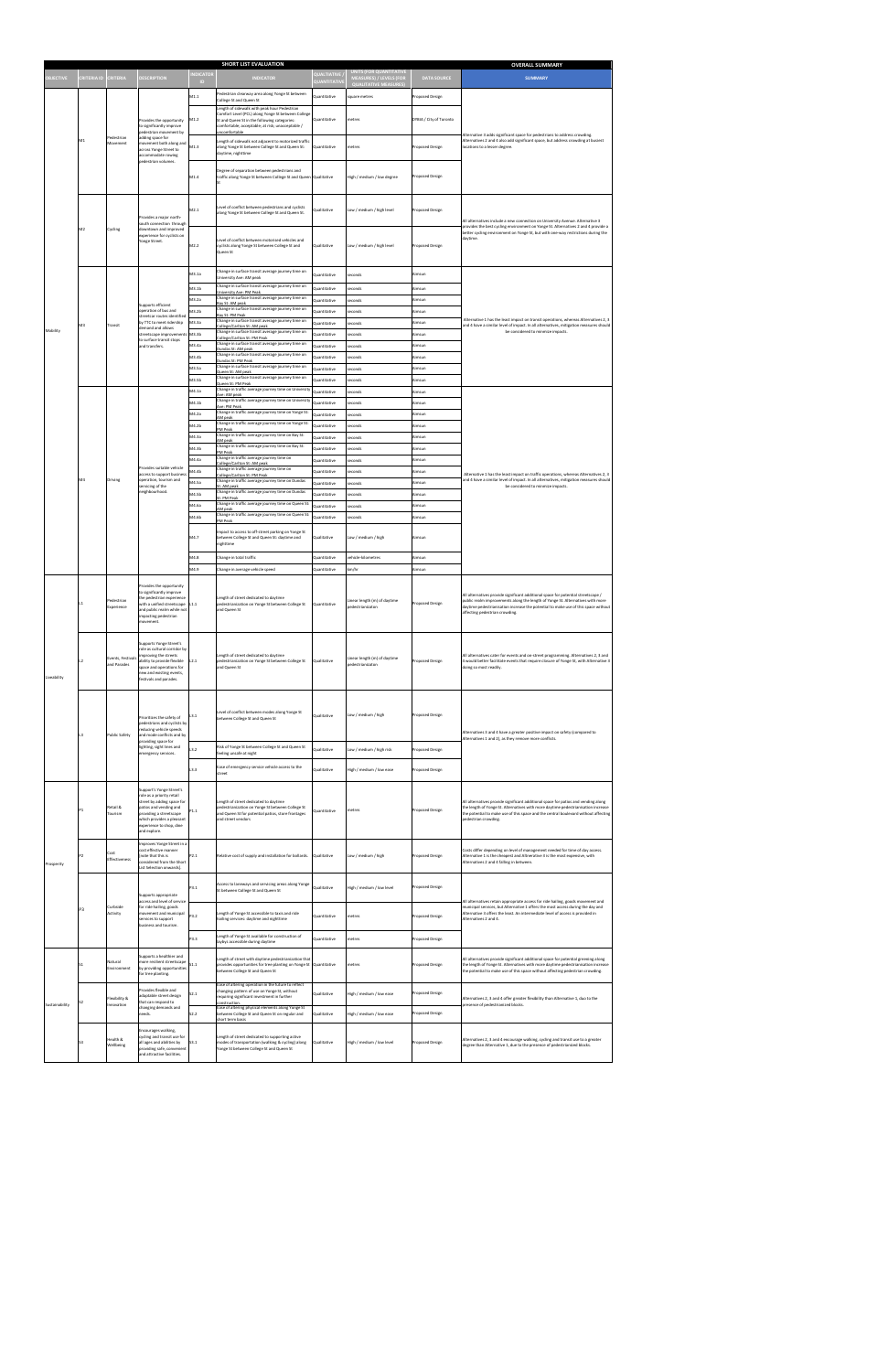# SHORT LIST EVALUATION

| OBJECTIVE | CRITERIA ID | CRITERIA | DESCRIPTION | INDICATOR ID | INDICATOR | QUALITATIVE / QUANTITATIVE | UNITS (FOR QUANTITATIVE MEASURES) / LEVELS (FOR QUALITATIVE MEASURES) | DATA SOURCE | OVERALL SUMMARY |
|---|---|---|---|---|---|---|---|---|---|
| Mobility | M1 | Pedestrian Movement | Provides the opportunity to significantly improve pedestrian movement by adding space for movement both along and across Yonge Street to accommodate rowing pedestrian volumes. | M1.1 | Pedestrian clearway area along Yonge St between College St and Queen St | Quantitative | square metres | Proposed Design | Alternative 3 adds significant space for pedestrians to address crowding. Alternatives 2 and 4 also add significant space, but address crowding at busiest locations to a lesser degree. |
| | | | | M1.2 | Length of sidewalks with peak hour Pedestrian Comfort Level (PCL) along Yonge St between College St and Queen St in the following categories: comfortable, acceptable, at risk, unacceptable / uncomfortable | Quantitative | metres | DPMA / City of Toronto | |
| | | | | M1.3 | Length of sidewalks not adjacent to motorized traffic along Yonge St between College St and Queen St: daytime, nighttime | Quantitative | metres | Proposed Design | |
| | | | | M1.4 | Degree of separation between pedestrians and traffic along Yonge St between College St and Queen St | Qualitative | High / medium / low degree | Proposed Design | |
| | M2 | Cycling | Provides a major north-south connection through downtown and improved experience for cyclists on Yonge Street. | M2.1 | Level of conflict between pedestrians and cyclists along Yonge St between College St and Queen St. | Qualitative | Low / medium / high level | Proposed Design | All alternatives include a new connection on University Avenue. Alternative 3 provides the best cycling environment on Yonge St. Alternatives 2 and 4 provide a better cycling environment on Yonge St, but with one-way restrictions during the daytime. |
| | | | | M2.2 | Level of conflict between motorized vehicles and cyclists along Yonge St between College St and Queen St | Qualitative | Low / medium / high level | Proposed Design | |
| | M3 | Transit | Supports efficient operation of bus and streetcar routes identified by TTC to meet ridership demand and allows streetscape improvements to surface transit stops and transfers. | M3.1a | Change in surface transit average journey time on University Ave: AM peak | Quantitative | seconds | Aimsun | Alternative 1 has the least impact on transit operations, whereas Alternatives 2, 3 and 4 have a similar level of impact. In all alternatives, mitigation measures should be considered to minimize impacts. |
| | | | | M3.1b | Change in surface transit average journey time on University Ave: PM Peak | Quantitative | seconds | Aimsun | |
| | | | | M3.2a | Change in surface transit average journey time on Bay St: AM peak | Quantitative | seconds | Aimsun | |
| | | | | M3.2b | Change in surface transit average journey time on Bay St: PM Peak | Quantitative | seconds | Aimsun | |
| | | | | M3.3a | Change in surface transit average journey time on College/Carlton St: AM peak | Quantitative | seconds | Aimsun | |
| | | | | M3.3b | Change in surface transit average journey time on College/Carlton St: PM Peak | Quantitative | seconds | Aimsun | |
| | | | | M3.4a | Change in surface transit average journey time on Dundas St: AM peak | Quantitative | seconds | Aimsun | |
| | | | | M3.4b | Change in surface transit average journey time on Dundas St: PM Peak | Quantitative | seconds | Aimsun | |
| | | | | M3.5a | Change in surface transit average journey time on Queen St: AM peak | Quantitative | seconds | Aimsun | |
| | | | | M3.5b | Change in surface transit average journey time on Queen St: PM Peak | Quantitative | seconds | Aimsun | |
| | M4 | Driving | Provides suitable vehicle access to support business operation, tourism and servicing of the neighbourhood. | M4.1a | Change in traffic average journey time on University Ave: AM peak | Quantitative | seconds | Aimsun | Alternative 1 has the least impact on traffic operations, whereas Alternatives 2, 3 and 4 have a similar level of impact. In all alternatives, mitigation measures should be considered to minimize impacts. |
| | | | | M4.1b | Change in traffic average journey time on University Ave: PM Peak | Quantitative | seconds | Aimsun | |
| | | | | M4.2a | Change in traffic average journey time on Yonge St: AM peak | Quantitative | seconds | Aimsun | |
| | | | | M4.2b | Change in traffic average journey time on Yonge St: PM Peak | Quantitative | seconds | Aimsun | |
| | | | | M4.3a | Change in traffic average journey time on Bay St: AM peak | Quantitative | seconds | Aimsun | |
| | | | | M4.3b | Change in traffic average journey time on Bay St: PM Peak | Quantitative | seconds | Aimsun | |
| | | | | M4.4a | Change in traffic average journey time on College/Carlton St: AM peak | Quantitative | seconds | Aimsun | |
| | | | | M4.4b | Change in traffic average journey time on College/Carlton St: PM Peak | Quantitative | seconds | Aimsun | |
| | | | | M4.5a | Change in traffic average journey time on Dundas St: AM peak | Quantitative | seconds | Aimsun | |
| | | | | M4.5b | Change in traffic average journey time on Dundas St: PM Peak | Quantitative | seconds | Aimsun | |
| | | | | M4.6a | Change in traffic average journey time on Queen St: AM peak | Quantitative | seconds | Aimsun | |
| | | | | M4.6b | Change in traffic average journey time on Queen St: PM Peak | Quantitative | seconds | Aimsun | |
| | | | | M4.7 | Impact to access to off-street parking on Yonge St between College St and Queen St: daytime and nighttime | Qualitative | Low / medium / high | Aimsun | |
| | | | | M4.8 | Change in total traffic | Quantitative | vehicle-kilometres | Aimsun | |
| | | | | M4.9 | Change in average vehicle speed | Quantitative | km/hr | Aimsun | |
| Liveability | L1 | Pedestrian Experience | Provides the opportunity to significantly improve the pedestrian experience with a unified streetscape and public realm while not impacting pedestrian movement. | L1.1 | Length of street dedicated to daytime pedestrianization on Yonge St between College St and Queen St | Quantitative | Linear length (m) of daytime pedestrianization | Proposed Design | All alternatives provide significant additional space for potential streetscape / public realm improvements along the length of Yonge St. Alternatives with more daytime pedestrianization increase the potential to make use of this space without affecting pedestrian crowding. |
| | L2 | Events, Festivals and Parades | Supports Yonge Street's role as cultural corridor by improving the streets ability to provide flexible space and operations for new and existing events, festivals and parades. | L2.1 | Length of street dedicated to daytime pedestrianization on Yonge St between College St and Queen St | Qualitative | Linear length (m) of daytime pedestrianization | Proposed Design | All alternatives cater for events and on-street programming. Alternatives 2, 3 and 4 would better facilitate events that require closure of Yonge St, with Alternative 3 doing so most readily. |
| | L3 | Public Safety | Prioritizes the safety of pedestrians and cyclists by reducing vehicle speeds and mode conflicts and by providing space for lighting, sight lines and emergency services. | L3.1 | Level of conflict between modes along Yonge St between College St and Queen St | Qualitative | Low / medium / high | Proposed Design | Alternatives 3 and 4 have a greater positive impact on safety (compared to Alternatives 1 and 2), as they remove more conflicts. |
| | | | | L3.2 | Risk of Yonge St between College St and Queen St feeling unsafe at night | Qualitative | Low / medium / high risk | Proposed Design | |
| | | | | L3.3 | Ease of emergency service vehicle access to the street | Qualitative | High / medium / low ease | Proposed Design | |
| Prosperity | P1 | Retail & Tourism | Support's Yonge Street's role as a priority retail street by adding space for patios and vending and providing a streetscape which provides a pleasant experience to shop, dine and explore. | P1.1 | Length of street dedicated to daytime pedestrianization on Yonge St between College St and Queen St for potential patios, store frontages and street vendors | Quantitative | metres | Proposed Design | All alternatives provide significant additional space for patios and vending along the length of Yonge St. Alternatives with more daytime pedestrianization increase the potential to make use of this space and the central boulevard without affecting pedestrian crowding. |
| | P2 | Cost Effectiveness | Improves Yonge Street in a cost effective manner (note that this is considered from the Short List Selection onwards). | P2.1 | Relative cost of supply and installation for bollards. | Qualitative | Low / medium / high | Proposed Design | Costs differ depending on level of management needed for time of day access. Alternative 1 is the cheapest and Alternative 3 is the most expensive, with Alternatives 2 and 4 falling in between. |
| | P3 | Curbside Activity | Supports appropriate access and level of service for ride-hailing, goods movement and municipal services to support business and tourism. | P3.1 | Access to laneways and servicing areas along Yonge St between College St and Queen St | Qualitative | High / medium / low level | Proposed Design | All alternatives retain appropriate access for ride-hailing, goods movement and municipal services, but Alternative 1 offers the most access during the day and Alternative 3 offers the least. An intermediate level of access is provided in Alternatives 2 and 4. |
| | | | | P3.2 | Length of Yonge St accessible to taxis and ride hailing services: daytime and nighttime | Quantitative | metres | Proposed Design | |
| | | | | P3.3 | Length of Yonge St available for construction of laybys accessible during daytime | Quantitative | metres | Proposed Design | |
| Sustainability | S1 | Natural Environment | Supports a healthier and more resilient streetscape by providing opportunities for tree planting. | S1.1 | Length of street with daytime pedestrianization that provides opportunities for tree planting on Yonge St between College St and Queen St | Quantitative | metres | Proposed Design | All alternatives provide significant additional space for potential greening along the length of Yonge St. Alternatives with more daytime pedestrianization increase the potential to make use of this space without affecting pedestrian crowding. |
| | S2 | Flexibility & Innovation | Provides flexible and adaptable street design that can respond to changing demands and needs. | S2.1 | Ease of altering operation in the future to reflect changing patterns of use on Yonge St, without requiring significant investment in further construction. | Qualitative | High / medium / low ease | Proposed Design | Alternatives 2, 3 and 4 offer greater flexibility than Alternative 1, due to the presence of pedestrianized blocks. |
| | | | | S2.2 | Ease of altering physical elements along Yonge St between College St and Queen St on regular and short term basis | Qualitative | High / medium / low ease | Proposed Design | |
| | S3 | Health & Wellbeing | Encourages walking, cycling and transit use for all ages and abilities by providing safe, convenient and attractive facilities. | S3.1 | Length of street dedicated to supporting active modes of transportation (walking & cycling) along Yonge St between College St and Queen St | Qualitative | High / medium / low level | Proposed Design | Alternatives 2, 3 and 4 encourage walking, cycling and transit use to a greater degree than Alternative 1, due to the presence of pedestrianized blocks. |